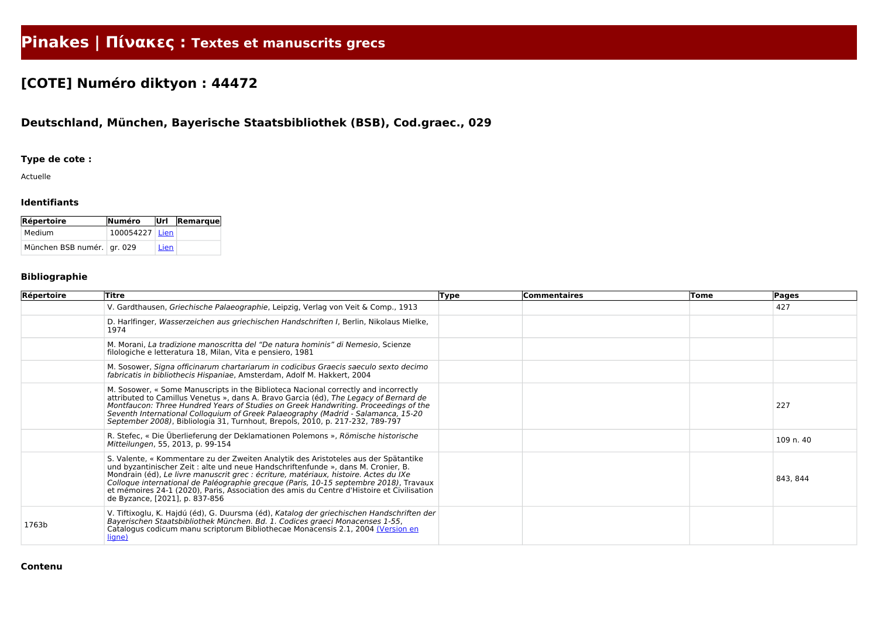# Pinakes | Πίνακες : Textes et manuscrits grecs

## [COTE] Numéro diktyon : 44472

### Deutschland, München, Bayerische Staatsbibliothek (BSB), Cod.graec., 029

#### Type de cote :

Actuelle

#### Identifiants

| Répertoire | Numéro | Url | Remarque |
|---|---|---|---|
| Medium | 100054227 | Lien | |
| München BSB numér. | gr. 029 | Lien | |

#### Bibliographie

| Répertoire | Titre | Type | Commentaires | Tome | Pages |
|---|---|---|---|---|---|
| | V. Gardthausen, *Griechische Palaeographie*, Leipzig, Verlag von Veit & Comp., 1913 | | | | 427 |
| | D. Harlfinger, *Wasserzeichen aus griechischen Handschriften I*, Berlin, Nikolaus Mielke, 1974 | | | | |
| | M. Morani, *La tradizione manoscritta del "De natura hominis" di Nemesio*, Scienze filologiche e letteratura 18, Milan, Vita e pensiero, 1981 | | | | |
| | M. Sosower, *Signa officinarum chartariarum in codicibus Graecis saeculo sexto decimo fabricatis in bibliothecis Hispaniae*, Amsterdam, Adolf M. Hakkert, 2004 | | | | |
| | M. Sosower, « Some Manuscripts in the Biblioteca Nacional correctly and incorrectly attributed to Camillus Venetus », dans A. Bravo Garcia (éd), *The Legacy of Bernard de Montfaucon: Three Hundred Years of Studies on Greek Handwriting. Proceedings of the Seventh International Colloquium of Greek Palaeography (Madrid - Salamanca, 15-20 September 2008)*, Bibliologia 31, Turnhout, Brepols, 2010, p. 217-232, 789-797 | | | | 227 |
| | R. Stefec, « Die Überlieferung der Deklamationen Polemons », *Römische historische Mitteilungen*, 55, 2013, p. 99-154 | | | | 109 n. 40 |
| | S. Valente, « Kommentare zu der Zweiten Analytik des Aristoteles aus der Spätantike und byzantinischer Zeit : alte und neue Handschriftenfunde », dans M. Cronier, B. Mondrain (éd), *Le livre manuscrit grec : écriture, matériaux, histoire. Actes du IXe Colloque international de Paléographie grecque (Paris, 10-15 septembre 2018)*, Travaux et mémoires 24-1 (2020), Paris, Association des amis du Centre d'Histoire et Civilisation de Byzance, [2021], p. 837-856 | | | | 843, 844 |
| 1763b | V. Tiftixoglu, K. Hajdú (éd), G. Duursma (éd), *Katalog der griechischen Handschriften der Bayerischen Staatsbibliothek München. Bd. 1. Codices graeci Monacenses 1-55*, Catalogus codicum manu scriptorum Bibliothecae Monacensis 2.1, 2004 (Version en ligne) | | | | |

#### Contenu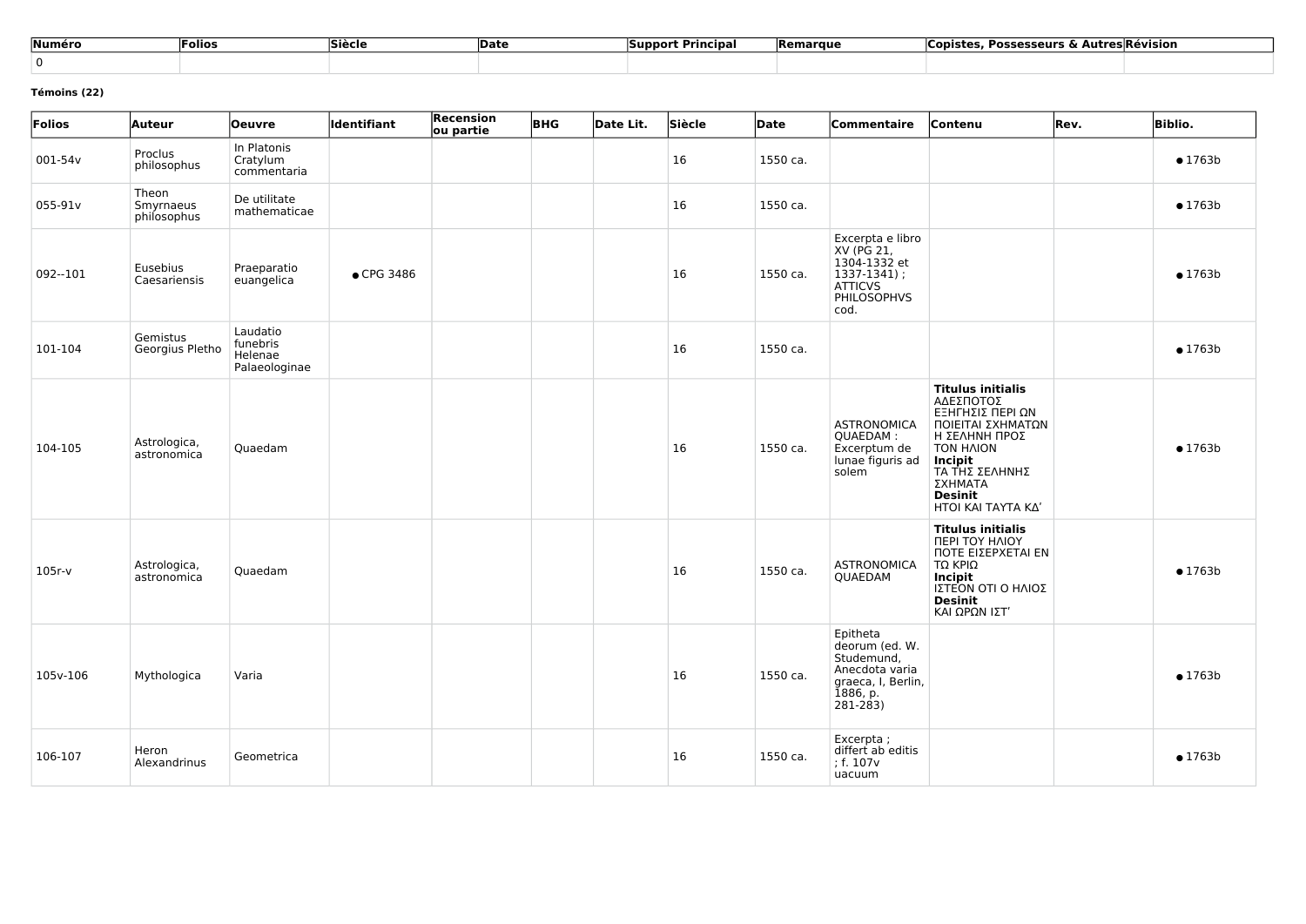| Numéro | Folios | Siècle | Date | Support Principal | Remarque | Copistes, Possesseurs & Autres | Révision |
| --- | --- | --- | --- | --- | --- | --- | --- |
| 0 | | | | | | | |

**Témoins (22)**

| Folios | Auteur | Oeuvre | Identifiant | Recension ou partie | BHG | Date Lit. | Siècle | Date | Commentaire | Contenu | Rev. | Biblio. |
| --- | --- | --- | --- | --- | --- | --- | --- | --- | --- | --- | --- | --- |
| 001-54v | Proclus philosophus | In Platonis Cratylum commentaria | | | | | 16 | 1550 ca. | | | | ● 1763b |
| 055-91v | Theon Smyrnaeus philosophus | De utilitate mathematicae | | | | | 16 | 1550 ca. | | | | ● 1763b |
| 092--101 | Eusebius Caesariensis | Praeparatio euangelica | ● CPG 3486 | | | | 16 | 1550 ca. | Excerpta e libro XV (PG 21, 1304-1332 et 1337-1341) ; ATTICVS PHILOSOPHVS cod. | | | ● 1763b |
| 101-104 | Gemistus Georgius Pletho | Laudatio funebris Helenae Palaeologinae | | | | | 16 | 1550 ca. | | | | ● 1763b |
| 104-105 | Astrologica, astronomica | Quaedam | | | | | 16 | 1550 ca. | ASTRONOMICA QUAEDAM : Excerptum de lunae figuris ad solem | **Titulus initialis** ΑΔΕΣΠΟΤΟΣ ΕΞΗΓΗΣΙΣ ΠΕΡΙ ΩΝ ΠΟΙΕΙΤΑΙ ΣΧΗΜΑΤΩΝ Η ΣΕΛΗΝΗ ΠΡΟΣ ΤΟΝ ΗΛΙΟΝ **Incipit** ΤΑ ΤΗΣ ΣΕΛΗΝΗΣ ΣΧΗΜΑΤΑ **Desinit** ΗΤΟΙ ΚΑΙ ΤΑΥΤΑ ΚΔʹ | | ● 1763b |
| 105r-v | Astrologica, astronomica | Quaedam | | | | | 16 | 1550 ca. | ASTRONOMICA QUAEDAM | **Titulus initialis** ΠΕΡΙ ΤΟΥ ΗΛΙΟΥ ΠΟΤΕ ΕΙΣΕΡΧΕΤΑΙ ΕΝ ΤΩ ΚΡΙΩ **Incipit** ΙΣΤΕΟΝ ΟΤΙ Ο ΗΛΙΟΣ **Desinit** ΚΑΙ ΩΡΩΝ ΙΣΤʹ | | ● 1763b |
| 105v-106 | Mythologica | Varia | | | | | 16 | 1550 ca. | Epitheta deorum (ed. W. Studemund, Anecdota varia graeca, I, Berlin, 1886, p. 281-283) | | | ● 1763b |
| 106-107 | Heron Alexandrinus | Geometrica | | | | | 16 | 1550 ca. | Excerpta ; differt ab editis ; f. 107v uacuum | | | ● 1763b |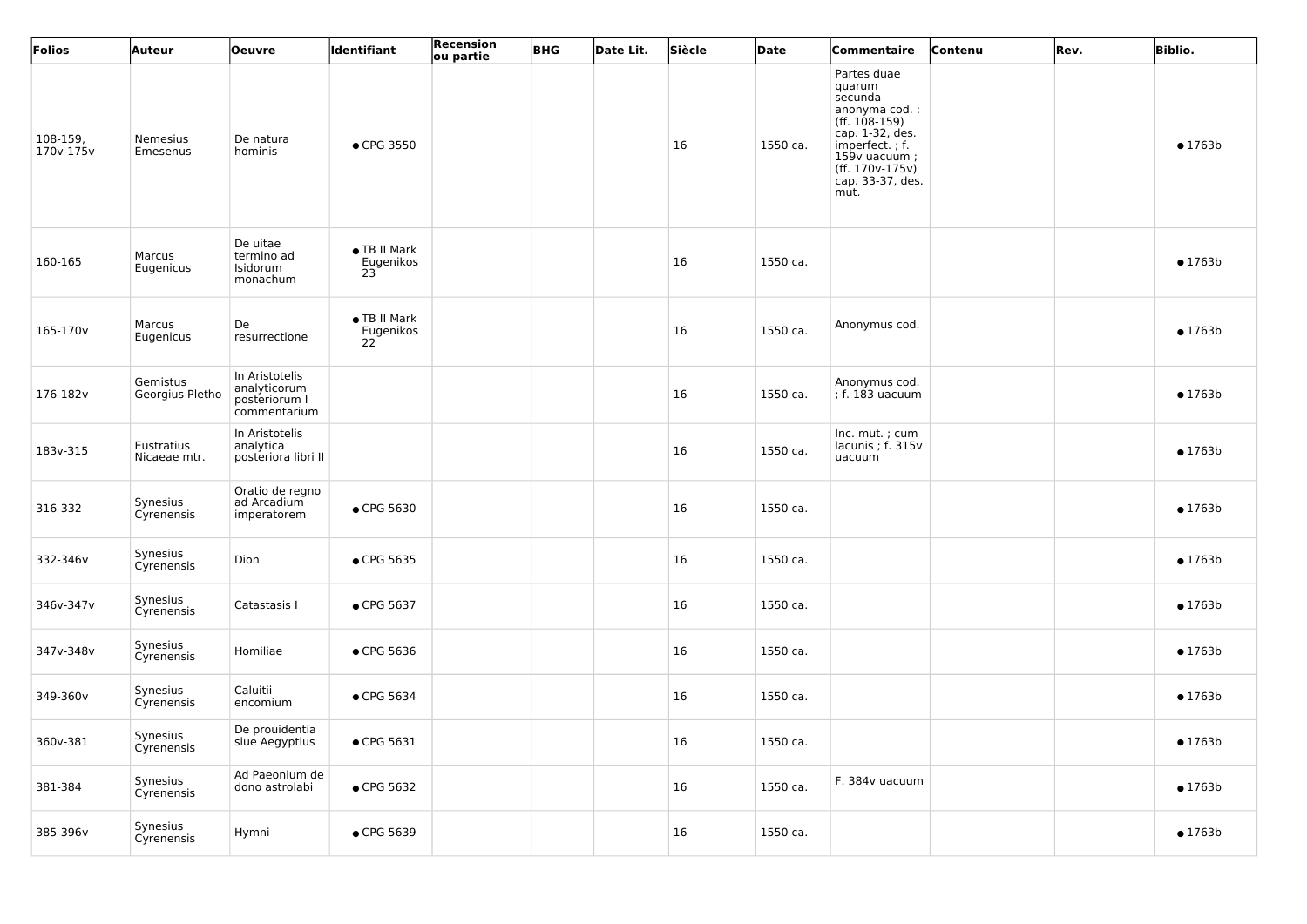| Folios | Auteur | Oeuvre | Identifiant | Recension ou partie | BHG | Date Lit. | Siècle | Date | Commentaire | Contenu | Rev. | Biblio. |
|---|---|---|---|---|---|---|---|---|---|---|---|---|
| 108-159, 170v-175v | Nemesius Emesenus | De natura hominis | ● CPG 3550 | | | | 16 | 1550 ca. | Partes duae quarum secunda anonyma cod. : (ff. 108-159) cap. 1-32, des. imperfect. ; f. 159v uacuum ; (ff. 170v-175v) cap. 33-37, des. mut. | | | ● 1763b |
| 160-165 | Marcus Eugenicus | De uitae termino ad Isidorum monachum | ● TB II Mark Eugenikos 23 | | | | 16 | 1550 ca. | | | | ● 1763b |
| 165-170v | Marcus Eugenicus | De resurrectione | ● TB II Mark Eugenikos 22 | | | | 16 | 1550 ca. | Anonymus cod. | | | ● 1763b |
| 176-182v | Gemistus Georgius Pletho | In Aristotelis analyticorum posteriorum I commentarium | | | | | 16 | 1550 ca. | Anonymus cod. ; f. 183 uacuum | | | ● 1763b |
| 183v-315 | Eustratius Nicaeae mtr. | In Aristotelis analytica posteriora libri II | | | | | 16 | 1550 ca. | Inc. mut. ; cum lacunis ; f. 315v uacuum | | | ● 1763b |
| 316-332 | Synesius Cyrenensis | Oratio de regno ad Arcadium imperatorem | ● CPG 5630 | | | | 16 | 1550 ca. | | | | ● 1763b |
| 332-346v | Synesius Cyrenensis | Dion | ● CPG 5635 | | | | 16 | 1550 ca. | | | | ● 1763b |
| 346v-347v | Synesius Cyrenensis | Catastasis I | ● CPG 5637 | | | | 16 | 1550 ca. | | | | ● 1763b |
| 347v-348v | Synesius Cyrenensis | Homiliae | ● CPG 5636 | | | | 16 | 1550 ca. | | | | ● 1763b |
| 349-360v | Synesius Cyrenensis | Caluitii encomium | ● CPG 5634 | | | | 16 | 1550 ca. | | | | ● 1763b |
| 360v-381 | Synesius Cyrenensis | De prouidentia siue Aegyptius | ● CPG 5631 | | | | 16 | 1550 ca. | | | | ● 1763b |
| 381-384 | Synesius Cyrenensis | Ad Paeonium de dono astrolabi | ● CPG 5632 | | | | 16 | 1550 ca. | F. 384v uacuum | | | ● 1763b |
| 385-396v | Synesius Cyrenensis | Hymni | ● CPG 5639 | | | | 16 | 1550 ca. | | | | ● 1763b |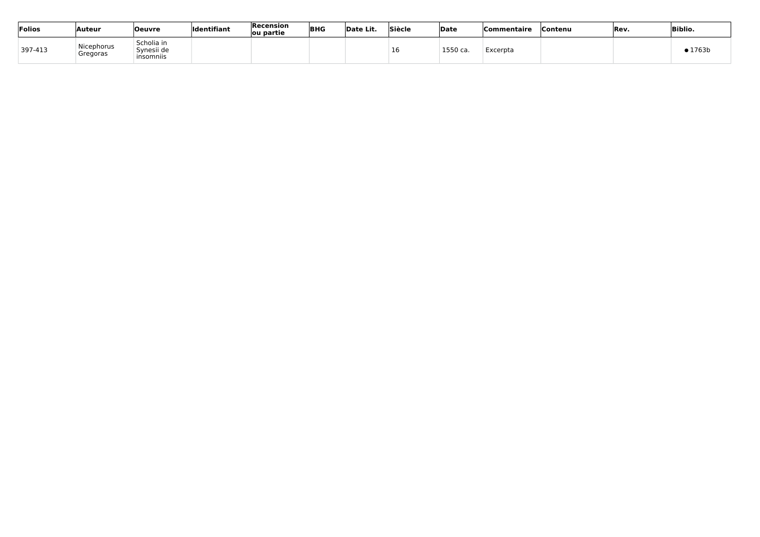| Folios | Auteur | Oeuvre | Identifiant | Recension ou partie | BHG | Date Lit. | Siècle | Date | Commentaire | Contenu | Rev. | Biblio. |
|---|---|---|---|---|---|---|---|---|---|---|---|---|
| 397-413 | Nicephorus Gregoras | Scholia in Synesii de insomniis | | | | | 16 | 1550 ca. | Excerpta | | | ● 1763b |